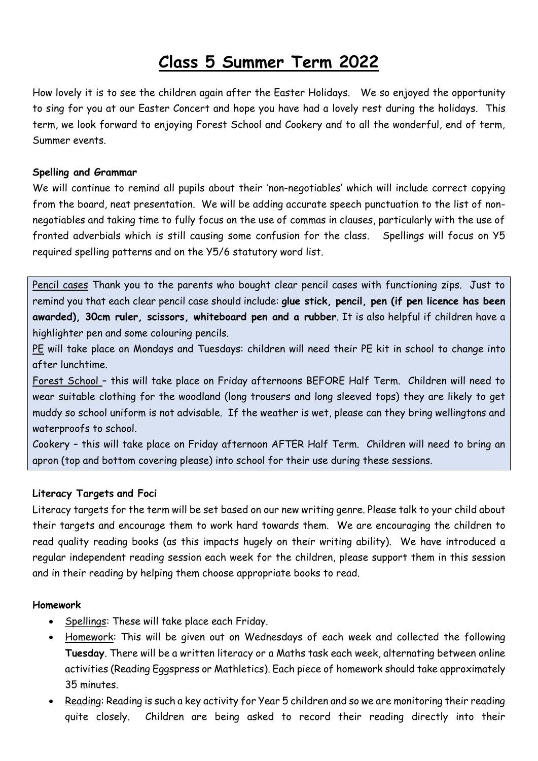# Class 5 Summer Term 2022

How lovely it is to see the children again after the Easter Holidays. We so enjoyed the opportunity to sing for you at our Easter Concert and hope you have had a lovely rest during the holidays. This term, we look forward to enjoying Forest School and Cookery and to all the wonderful, end of term, Summer events.

**Spelling and Grammar**

We will continue to remind all pupils about their 'non-negotiables' which will include correct copying from the board, neat presentation. We will be adding accurate speech punctuation to the list of non-negotiables and taking time to fully focus on the use of commas in clauses, particularly with the use of fronted adverbials which is still causing some confusion for the class. Spellings will focus on Y5 required spelling patterns and on the Y5/6 statutory word list.

Pencil cases Thank you to the parents who bought clear pencil cases with functioning zips. Just to remind you that each clear pencil case should include: **glue stick, pencil, pen (if pen licence has been awarded), 30cm ruler, scissors, whiteboard pen and a rubber**. It is also helpful if children have a highlighter pen and some colouring pencils.

PE will take place on Mondays and Tuesdays: children will need their PE kit in school to change into after lunchtime.

Forest School – this will take place on Friday afternoons BEFORE Half Term. Children will need to wear suitable clothing for the woodland (long trousers and long sleeved tops) they are likely to get muddy so school uniform is not advisable. If the weather is wet, please can they bring wellingtons and waterproofs to school.

Cookery – this will take place on Friday afternoon AFTER Half Term. Children will need to bring an apron (top and bottom covering please) into school for their use during these sessions.

**Literacy Targets and Foci**

Literacy targets for the term will be set based on our new writing genre. Please talk to your child about their targets and encourage them to work hard towards them. We are encouraging the children to read quality reading books (as this impacts hugely on their writing ability). We have introduced a regular independent reading session each week for the children, please support them in this session and in their reading by helping them choose appropriate books to read.

**Homework**

- Spellings: These will take place each Friday.
- Homework: This will be given out on Wednesdays of each week and collected the following **Tuesday**. There will be a written literacy or a Maths task each week, alternating between online activities (Reading Eggspress or Mathletics). Each piece of homework should take approximately 35 minutes.
- Reading: Reading is such a key activity for Year 5 children and so we are monitoring their reading quite closely. Children are being asked to record their reading directly into their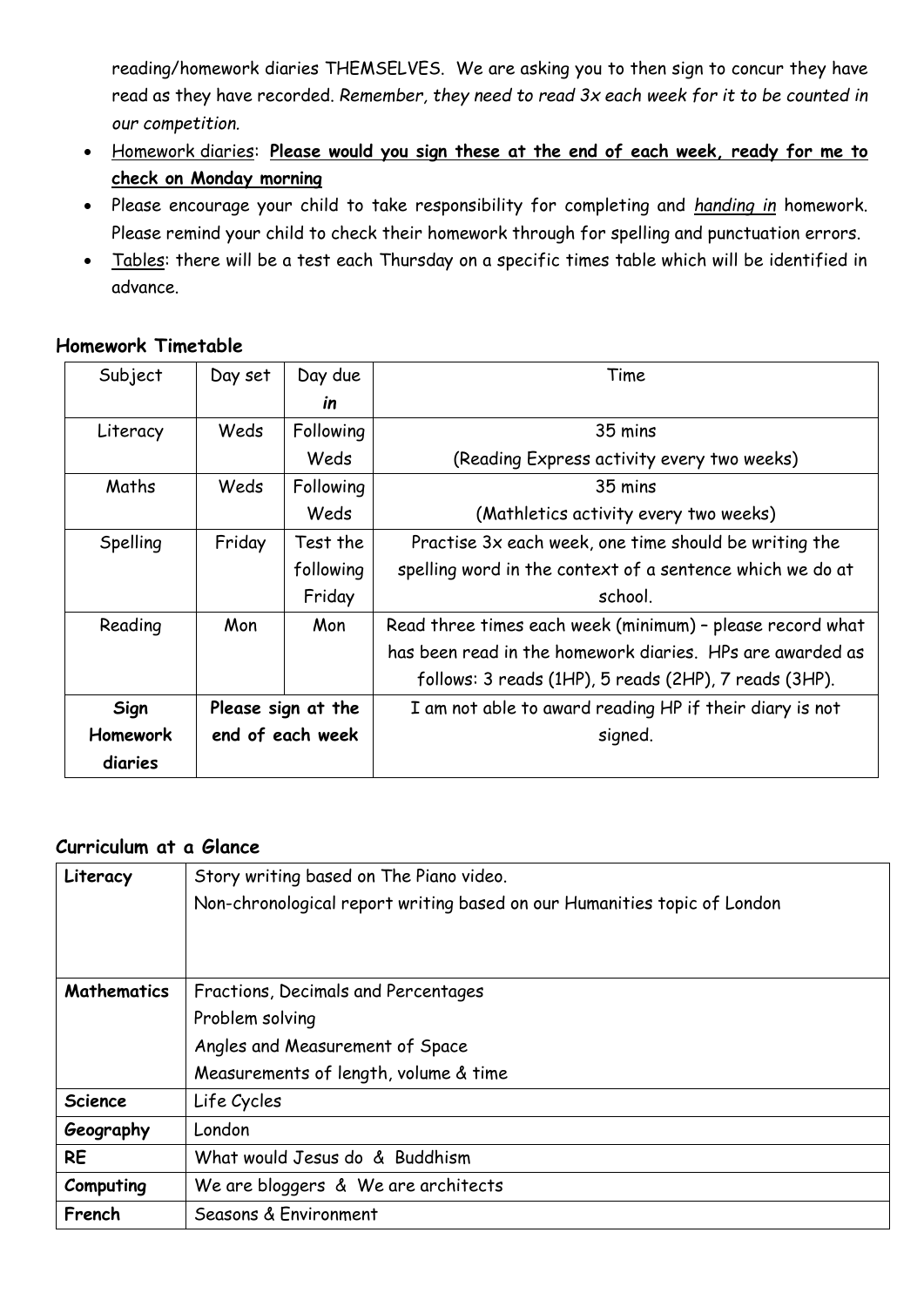reading/homework diaries THEMSELVES. We are asking you to then sign to concur they have read as they have recorded. *Remember, they need to read 3x each week for it to be counted in our competition.*

- Homework diaries: **Please would you sign these at the end of each week, ready for me to check on Monday morning**
- Please encourage your child to take responsibility for completing and *handing in* homework. Please remind your child to check their homework through for spelling and punctuation errors.
- Tables: there will be a test each Thursday on a specific times table which will be identified in advance.

### Homework Timetable

| Subject | Day set | Day due *in* | Time |
|---|---|---|---|
| Literacy | Weds | Following Weds | 35 mins (Reading Express activity every two weeks) |
| Maths | Weds | Following Weds | 35 mins (Mathletics activity every two weeks) |
| Spelling | Friday | Test the following Friday | Practise 3x each week, one time should be writing the spelling word in the context of a sentence which we do at school. |
| Reading | Mon | Mon | Read three times each week (minimum) – please record what has been read in the homework diaries. HPs are awarded as follows: 3 reads (1HP), 5 reads (2HP), 7 reads (3HP). |
| **Sign Homework diaries** | **Please sign at the end of each week** | | I am not able to award reading HP if their diary is not signed. |

### Curriculum at a Glance

| | |
|---|---|
| **Literacy** | Story writing based on The Piano video.<br>Non-chronological report writing based on our Humanities topic of London |
| **Mathematics** | Fractions, Decimals and Percentages<br>Problem solving<br>Angles and Measurement of Space<br>Measurements of length, volume & time |
| **Science** | Life Cycles |
| **Geography** | London |
| **RE** | What would Jesus do & Buddhism |
| **Computing** | We are bloggers & We are architects |
| **French** | Seasons & Environment |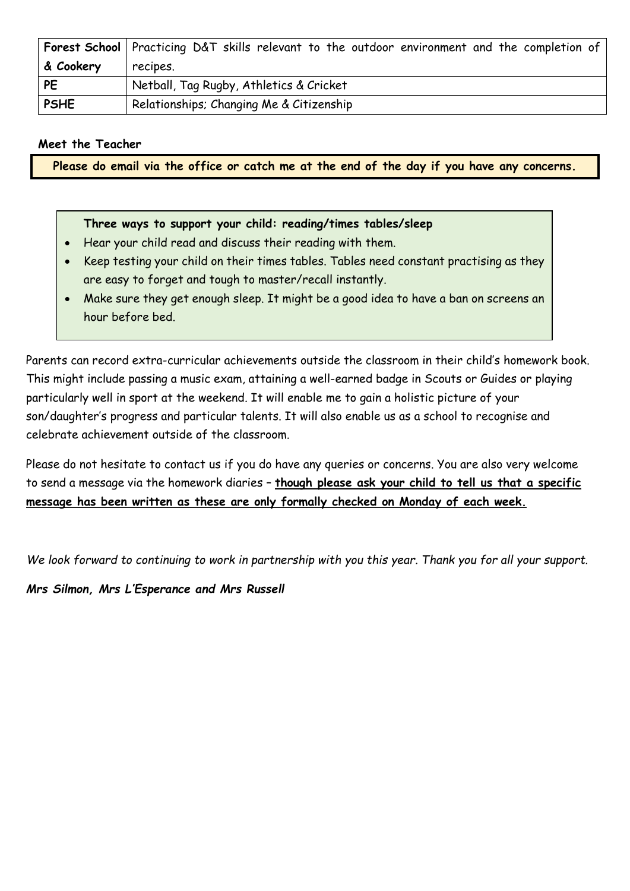| | |
|---|---|
| **Forest School & Cookery** | Practicing D&T skills relevant to the outdoor environment and the completion of recipes. |
| **PE** | Netball, Tag Rugby, Athletics & Cricket |
| **PSHE** | Relationships; Changing Me & Citizenship |

**Meet the Teacher**

**Please do email via the office or catch me at the end of the day if you have any concerns.**

**Three ways to support your child: reading/times tables/sleep**

- Hear your child read and discuss their reading with them.
- Keep testing your child on their times tables. Tables need constant practising as they are easy to forget and tough to master/recall instantly.
- Make sure they get enough sleep. It might be a good idea to have a ban on screens an hour before bed.

Parents can record extra-curricular achievements outside the classroom in their child's homework book. This might include passing a music exam, attaining a well-earned badge in Scouts or Guides or playing particularly well in sport at the weekend. It will enable me to gain a holistic picture of your son/daughter's progress and particular talents. It will also enable us as a school to recognise and celebrate achievement outside of the classroom.

Please do not hesitate to contact us if you do have any queries or concerns. You are also very welcome to send a message via the homework diaries – **<u>though please ask your child to tell us that a specific message has been written as these are only formally checked on Monday of each week.</u>**

*We look forward to continuing to work in partnership with you this year. Thank you for all your support.*

***Mrs Silmon, Mrs L'Esperance and Mrs Russell***